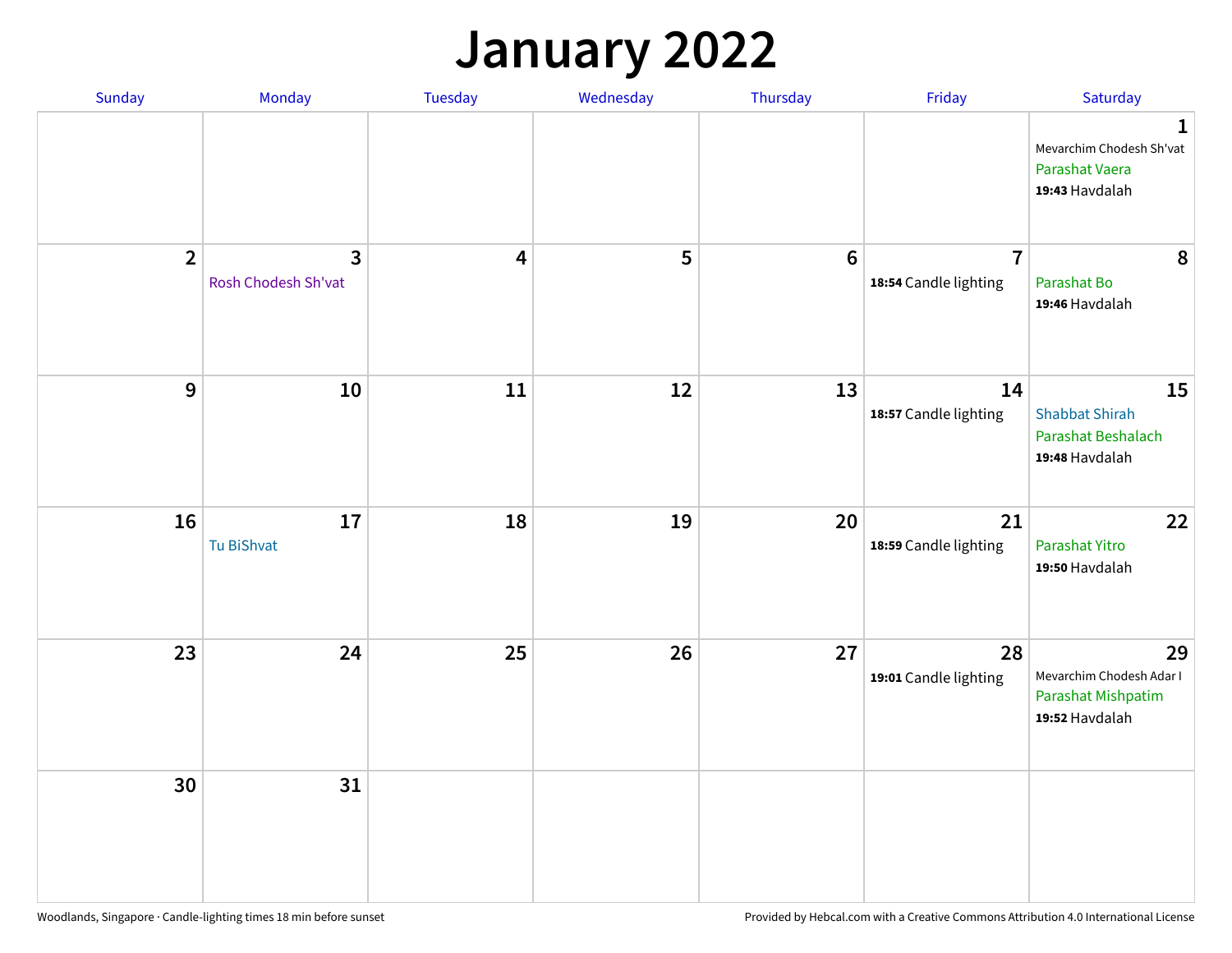# January 2022

| Sunday | Monday | Tuesday | Wednesday | Thursday | Friday | Saturday |
|---|---|---|---|---|---|---|
| | | | | | | **1** Mevarchim Chodesh Sh'vat Parashat Vaera **19:43** Havdalah |
| **2** | **3** Rosh Chodesh Sh'vat | **4** | **5** | **6** | **7** **18:54** Candle lighting | **8** Parashat Bo **19:46** Havdalah |
| **9** | **10** | **11** | **12** | **13** | **14** **18:57** Candle lighting | **15** Shabbat Shirah Parashat Beshalach **19:48** Havdalah |
| **16** | **17** Tu BiShvat | **18** | **19** | **20** | **21** **18:59** Candle lighting | **22** Parashat Yitro **19:50** Havdalah |
| **23** | **24** | **25** | **26** | **27** | **28** **19:01** Candle lighting | **29** Mevarchim Chodesh Adar I Parashat Mishpatim **19:52** Havdalah |
| **30** | **31** | | | | | |

Woodlands, Singapore · Candle-lighting times 18 min before sunset

Provided by Hebcal.com with a Creative Commons Attribution 4.0 International License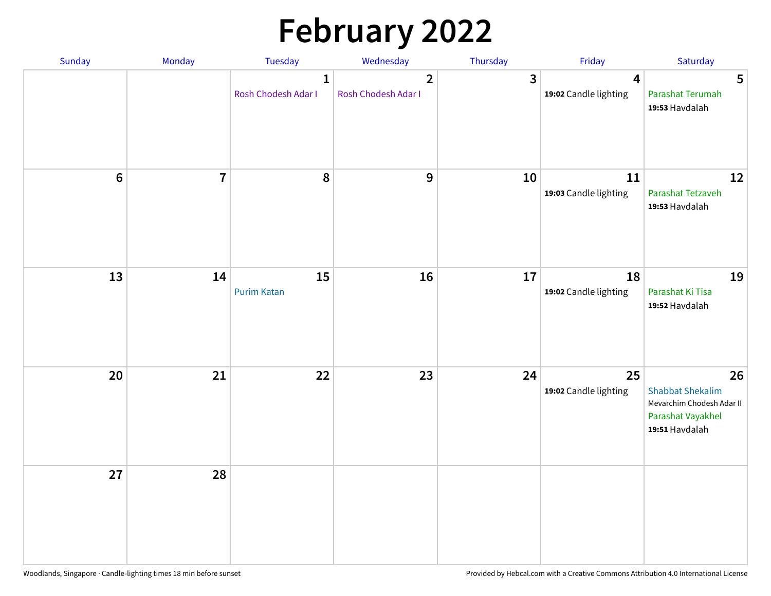# February 2022

| Sunday | Monday | Tuesday | Wednesday | Thursday | Friday | Saturday |
|---|---|---|---|---|---|---|
| | | 1 Rosh Chodesh Adar I | 2 Rosh Chodesh Adar I | 3 | 4 **19:02** Candle lighting | 5 Parashat Terumah **19:53** Havdalah |
| 6 | 7 | 8 | 9 | 10 | 11 **19:03** Candle lighting | 12 Parashat Tetzaveh **19:53** Havdalah |
| 13 | 14 | 15 Purim Katan | 16 | 17 | 18 **19:02** Candle lighting | 19 Parashat Ki Tisa **19:52** Havdalah |
| 20 | 21 | 22 | 23 | 24 | 25 **19:02** Candle lighting | 26 Shabbat Shekalim Mevarchim Chodesh Adar II Parashat Vayakhel **19:51** Havdalah |
| 27 | 28 | | | | | |

Woodlands, Singapore · Candle-lighting times 18 min before sunset

Provided by Hebcal.com with a Creative Commons Attribution 4.0 International License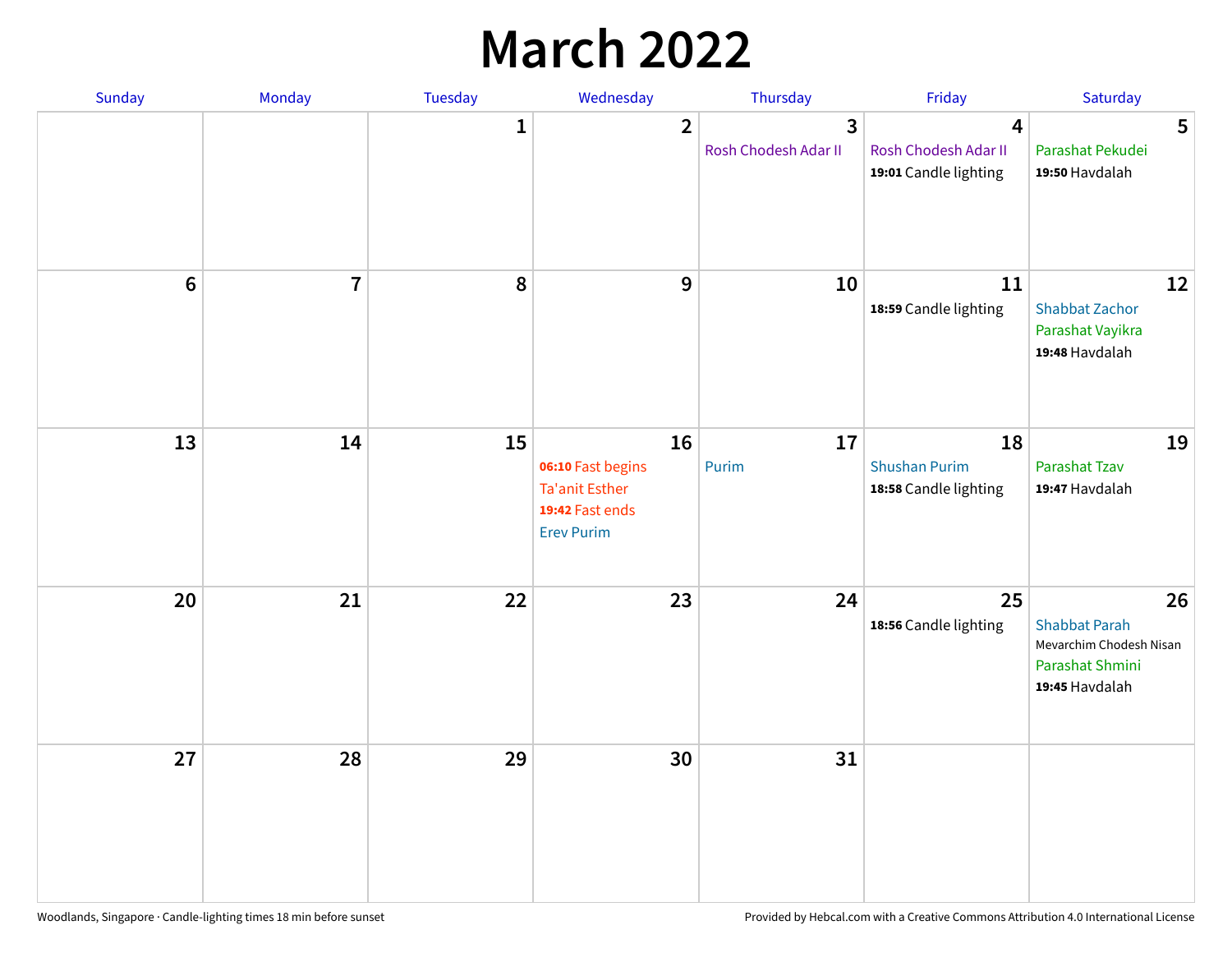# March 2022

| Sunday | Monday | Tuesday | Wednesday | Thursday | Friday | Saturday |
|---|---|---|---|---|---|---|
| | | 1 | 2 | 3<br>Rosh Chodesh Adar II | 4<br>Rosh Chodesh Adar II<br>**19:01** Candle lighting | 5<br>Parashat Pekudei<br>**19:50** Havdalah |
| 6 | 7 | 8 | 9 | 10 | 11<br>**18:59** Candle lighting | 12<br>Shabbat Zachor<br>Parashat Vayikra<br>**19:48** Havdalah |
| 13 | 14 | 15 | 16<br>**06:10** Fast begins<br>Ta'anit Esther<br>**19:42** Fast ends<br>Erev Purim | 17<br>Purim | 18<br>Shushan Purim<br>**18:58** Candle lighting | 19<br>Parashat Tzav<br>**19:47** Havdalah |
| 20 | 21 | 22 | 23 | 24 | 25<br>**18:56** Candle lighting | 26<br>Shabbat Parah<br>Mevarchim Chodesh Nisan<br>Parashat Shmini<br>**19:45** Havdalah |
| 27 | 28 | 29 | 30 | 31 | | |

Woodlands, Singapore · Candle-lighting times 18 min before sunset

Provided by Hebcal.com with a Creative Commons Attribution 4.0 International License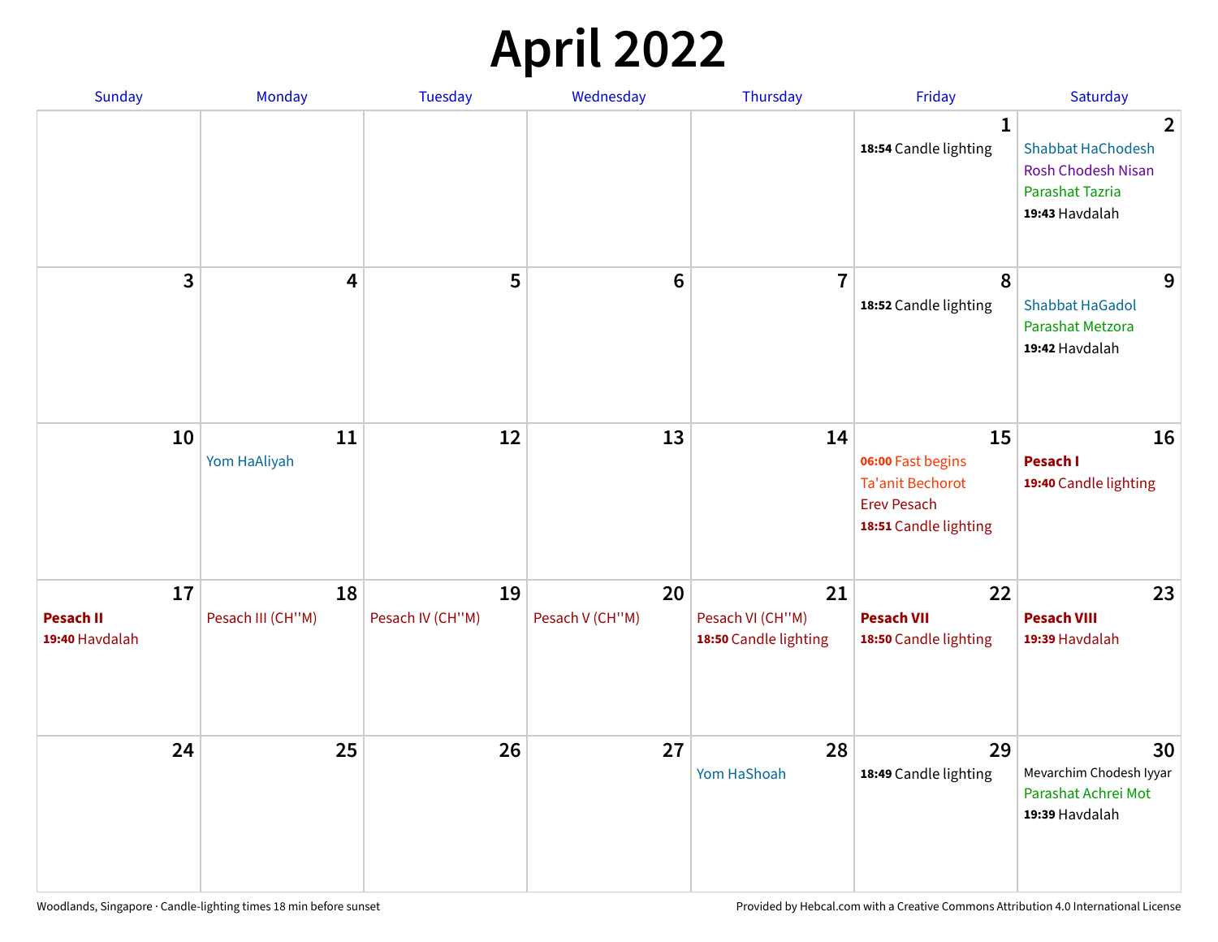# April 2022

| Sunday | Monday | Tuesday | Wednesday | Thursday | Friday | Saturday |
|---|---|---|---|---|---|---|
| | | | | | **1**<br>**18:54** Candle lighting | **2**<br>Shabbat HaChodesh<br>Rosh Chodesh Nisan<br>Parashat Tazria<br>**19:43** Havdalah |
| **3** | **4** | **5** | **6** | **7** | **8**<br>**18:52** Candle lighting | **9**<br>Shabbat HaGadol<br>Parashat Metzora<br>**19:42** Havdalah |
| **10** | **11**<br>Yom HaAliyah | **12** | **13** | **14** | **15**<br>**06:00** Fast begins<br>Ta'anit Bechorot<br>Erev Pesach<br>**18:51** Candle lighting | **16**<br>**Pesach I**<br>**19:40** Candle lighting |
| **17**<br>**Pesach II**<br>**19:40** Havdalah | **18**<br>Pesach III (CH''M) | **19**<br>Pesach IV (CH''M) | **20**<br>Pesach V (CH''M) | **21**<br>Pesach VI (CH''M)<br>**18:50** Candle lighting | **22**<br>**Pesach VII**<br>**18:50** Candle lighting | **23**<br>**Pesach VIII**<br>**19:39** Havdalah |
| **24** | **25** | **26** | **27** | **28**<br>Yom HaShoah | **29**<br>**18:49** Candle lighting | **30**<br>Mevarchim Chodesh Iyyar<br>Parashat Achrei Mot<br>**19:39** Havdalah |

Woodlands, Singapore · Candle-lighting times 18 min before sunset

Provided by Hebcal.com with a Creative Commons Attribution 4.0 International License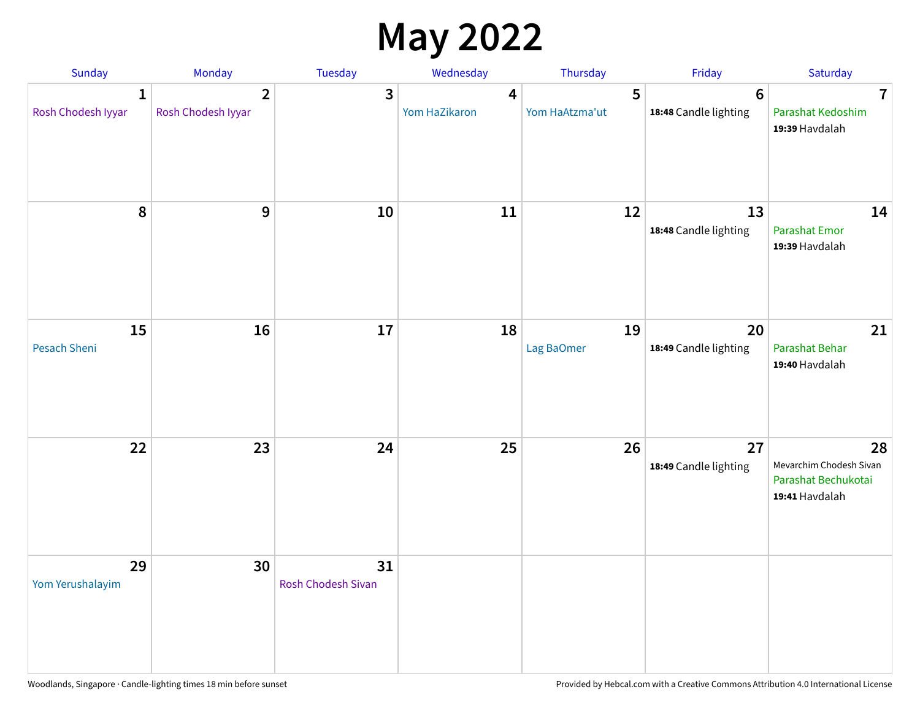# May 2022

| Sunday | Monday | Tuesday | Wednesday | Thursday | Friday | Saturday |
|---|---|---|---|---|---|---|
| **1** Rosh Chodesh Iyyar | **2** Rosh Chodesh Iyyar | **3** | **4** Yom HaZikaron | **5** Yom HaAtzma'ut | **6** **18:48** Candle lighting | **7** Parashat Kedoshim **19:39** Havdalah |
| **8** | **9** | **10** | **11** | **12** | **13** **18:48** Candle lighting | **14** Parashat Emor **19:39** Havdalah |
| **15** Pesach Sheni | **16** | **17** | **18** | **19** Lag BaOmer | **20** **18:49** Candle lighting | **21** Parashat Behar **19:40** Havdalah |
| **22** | **23** | **24** | **25** | **26** | **27** **18:49** Candle lighting | **28** Mevarchim Chodesh Sivan Parashat Bechukotai **19:41** Havdalah |
| **29** Yom Yerushalayim | **30** | **31** Rosh Chodesh Sivan | | | | |

Woodlands, Singapore · Candle-lighting times 18 min before sunset

Provided by Hebcal.com with a Creative Commons Attribution 4.0 International License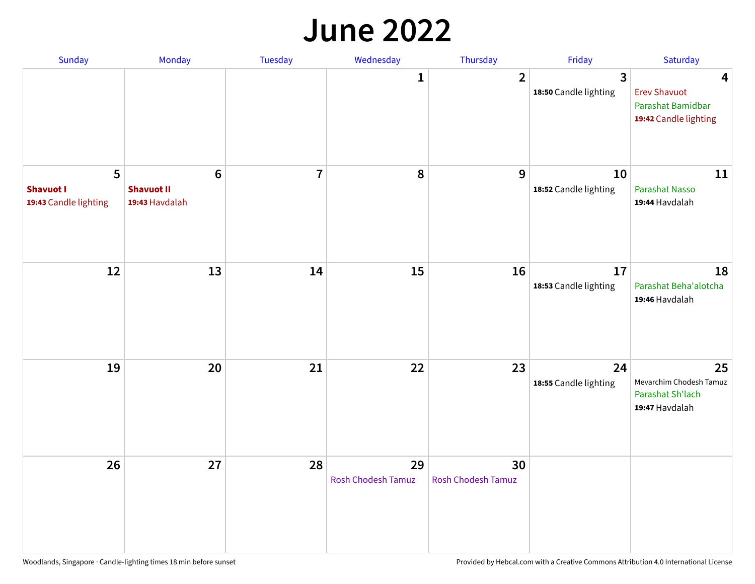# June 2022

| Sunday | Monday | Tuesday | Wednesday | Thursday | Friday | Saturday |
|---|---|---|---|---|---|---|
| | | | 1 | 2 | 3<br>**18:50** Candle lighting | 4<br>Erev Shavuot<br>Parashat Bamidbar<br>**19:42** Candle lighting |
| 5<br>**Shavuot I**<br>**19:43** Candle lighting | 6<br>**Shavuot II**<br>**19:43** Havdalah | 7 | 8 | 9 | 10<br>**18:52** Candle lighting | 11<br>Parashat Nasso<br>**19:44** Havdalah |
| 12 | 13 | 14 | 15 | 16 | 17<br>**18:53** Candle lighting | 18<br>Parashat Beha'alotcha<br>**19:46** Havdalah |
| 19 | 20 | 21 | 22 | 23 | 24<br>**18:55** Candle lighting | 25<br>Mevarchim Chodesh Tamuz<br>Parashat Sh'lach<br>**19:47** Havdalah |
| 26 | 27 | 28 | 29<br>Rosh Chodesh Tamuz | 30<br>Rosh Chodesh Tamuz | | |

Woodlands, Singapore · Candle-lighting times 18 min before sunset

Provided by Hebcal.com with a Creative Commons Attribution 4.0 International License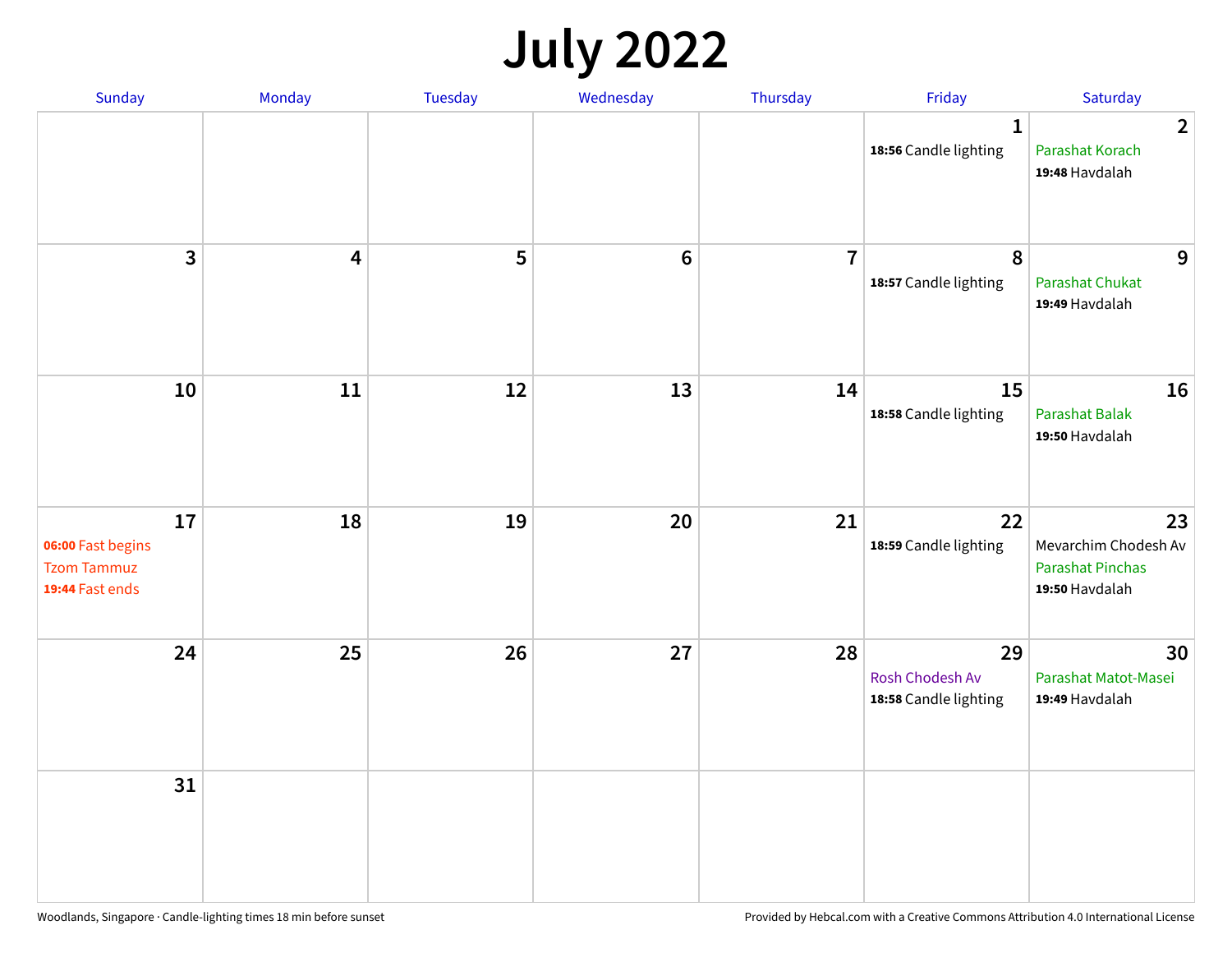# July 2022

| Sunday | Monday | Tuesday | Wednesday | Thursday | Friday | Saturday |
|---|---|---|---|---|---|---|
| | | | | | 1<br>**18:56** Candle lighting | 2<br>Parashat Korach<br>**19:48** Havdalah |
| 3 | 4 | 5 | 6 | 7 | 8<br>**18:57** Candle lighting | 9<br>Parashat Chukat<br>**19:49** Havdalah |
| 10 | 11 | 12 | 13 | 14 | 15<br>**18:58** Candle lighting | 16<br>Parashat Balak<br>**19:50** Havdalah |
| 17<br>**06:00** Fast begins<br>Tzom Tammuz<br>**19:44** Fast ends | 18 | 19 | 20 | 21 | 22<br>**18:59** Candle lighting | 23<br>Mevarchim Chodesh Av<br>Parashat Pinchas<br>**19:50** Havdalah |
| 24 | 25 | 26 | 27 | 28 | 29<br>Rosh Chodesh Av<br>**18:58** Candle lighting | 30<br>Parashat Matot-Masei<br>**19:49** Havdalah |
| 31 | | | | | | |

Woodlands, Singapore · Candle-lighting times 18 min before sunset

Provided by Hebcal.com with a Creative Commons Attribution 4.0 International License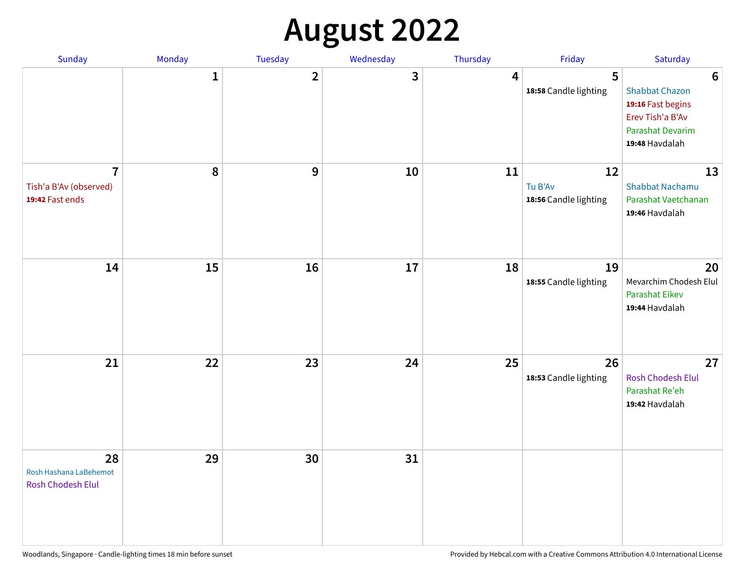# August 2022

| Sunday | Monday | Tuesday | Wednesday | Thursday | Friday | Saturday |
|---|---|---|---|---|---|---|
| | 1 | 2 | 3 | 4 | 5<br>**18:58** Candle lighting | 6<br>Shabbat Chazon<br>**19:16** Fast begins<br>Erev Tish'a B'Av<br>Parashat Devarim<br>**19:48** Havdalah |
| 7<br>Tish'a B'Av (observed)<br>**19:42** Fast ends | 8 | 9 | 10 | 11 | 12<br>Tu B'Av<br>**18:56** Candle lighting | 13<br>Shabbat Nachamu<br>Parashat Vaetchanan<br>**19:46** Havdalah |
| 14 | 15 | 16 | 17 | 18 | 19<br>**18:55** Candle lighting | 20<br>Mevarchim Chodesh Elul<br>Parashat Eikev<br>**19:44** Havdalah |
| 21 | 22 | 23 | 24 | 25 | 26<br>**18:53** Candle lighting | 27<br>Rosh Chodesh Elul<br>Parashat Re'eh<br>**19:42** Havdalah |
| 28<br>Rosh Hashana LaBehemot<br>Rosh Chodesh Elul | 29 | 30 | 31 | | | |

Woodlands, Singapore · Candle-lighting times 18 min before sunset

Provided by Hebcal.com with a Creative Commons Attribution 4.0 International License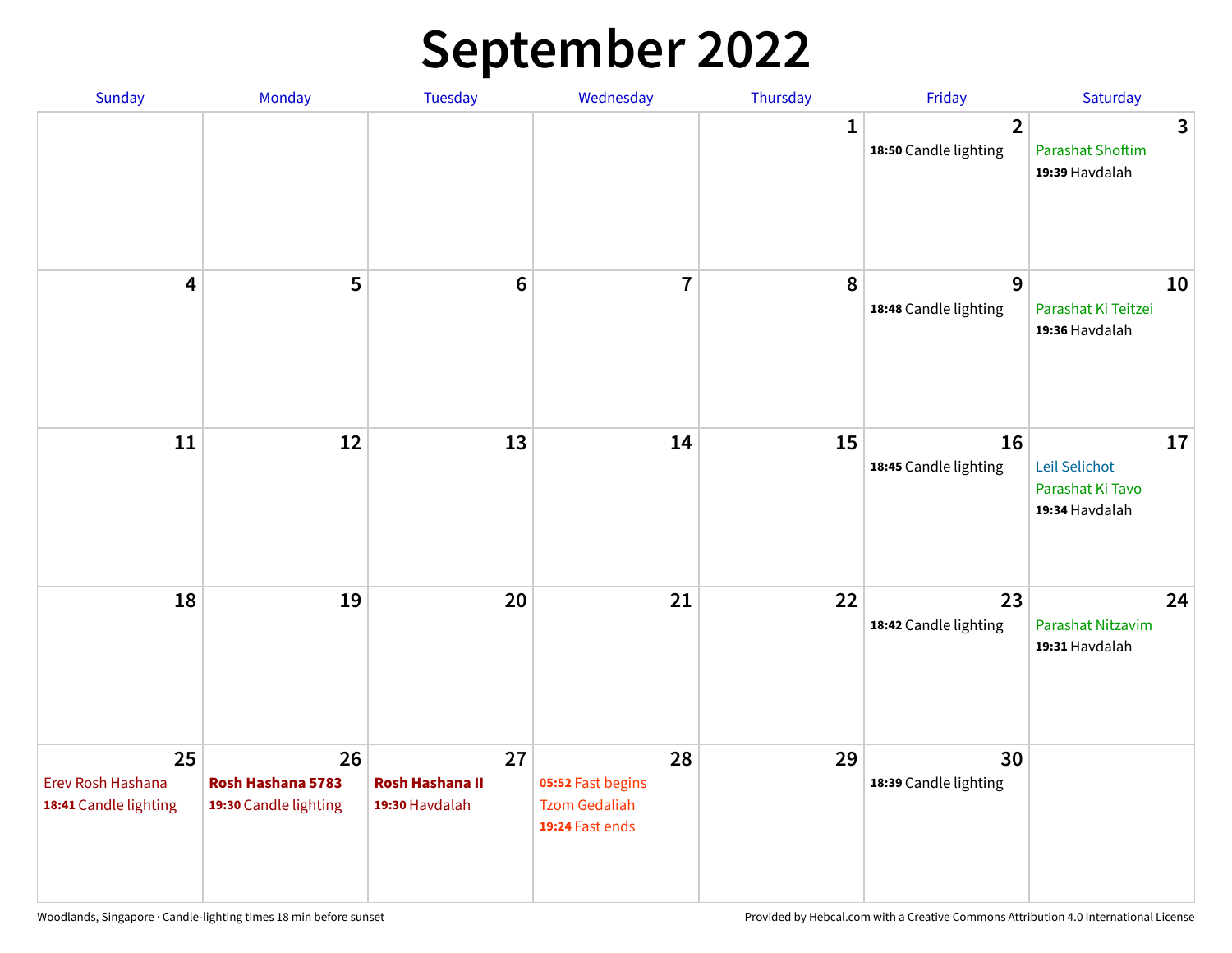# September 2022

| Sunday | Monday | Tuesday | Wednesday | Thursday | Friday | Saturday |
|---|---|---|---|---|---|---|
| | | | | 1 | 2<br>**18:50** Candle lighting | 3<br>Parashat Shoftim<br>**19:39** Havdalah |
| 4 | 5 | 6 | 7 | 8 | 9<br>**18:48** Candle lighting | 10<br>Parashat Ki Teitzei<br>**19:36** Havdalah |
| 11 | 12 | 13 | 14 | 15 | 16<br>**18:45** Candle lighting | 17<br>Leil Selichot<br>Parashat Ki Tavo<br>**19:34** Havdalah |
| 18 | 19 | 20 | 21 | 22 | 23<br>**18:42** Candle lighting | 24<br>Parashat Nitzavim<br>**19:31** Havdalah |
| 25<br>Erev Rosh Hashana<br>**18:41** Candle lighting | 26<br>**Rosh Hashana 5783**<br>**19:30** Candle lighting | 27<br>**Rosh Hashana II**<br>**19:30** Havdalah | 28<br>**05:52** Fast begins<br>Tzom Gedaliah<br>**19:24** Fast ends | 29 | 30<br>**18:39** Candle lighting | |

Woodlands, Singapore · Candle-lighting times 18 min before sunset

Provided by Hebcal.com with a Creative Commons Attribution 4.0 International License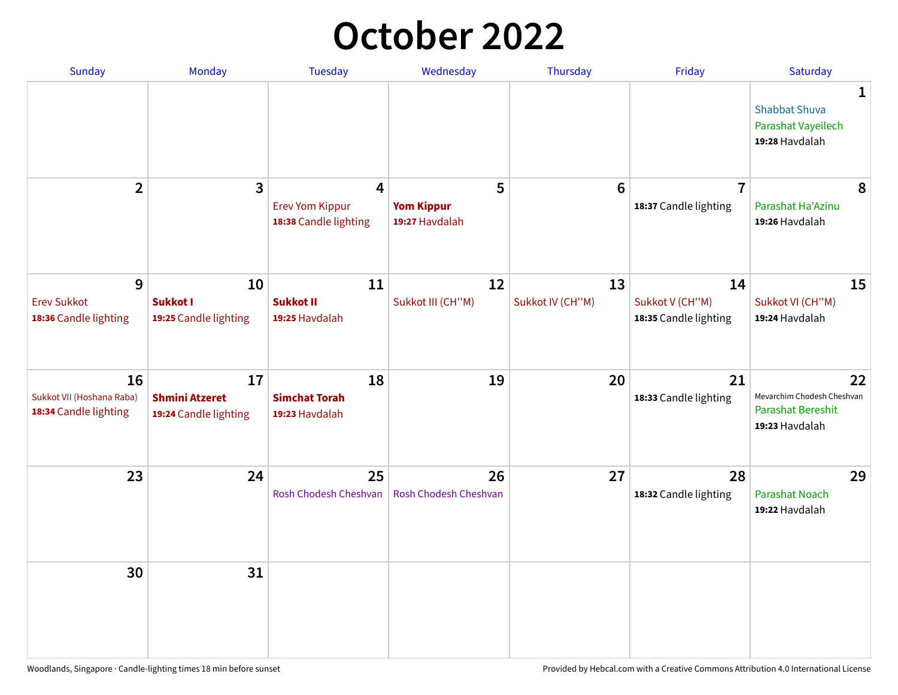# October 2022

| Sunday | Monday | Tuesday | Wednesday | Thursday | Friday | Saturday |
|---|---|---|---|---|---|---|
| | | | | | | **1** Shabbat Shuva<br>Parashat Vayeilech<br>**19:28** Havdalah |
| **2** | **3** | **4** Erev Yom Kippur<br>**18:38** Candle lighting | **5** **Yom Kippur**<br>**19:27** Havdalah | **6** | **7** **18:37** Candle lighting | **8** Parashat Ha'Azinu<br>**19:26** Havdalah |
| **9** Erev Sukkot<br>**18:36** Candle lighting | **10** **Sukkot I**<br>**19:25** Candle lighting | **11** **Sukkot II**<br>**19:25** Havdalah | **12** Sukkot III (CH''M) | **13** Sukkot IV (CH''M) | **14** Sukkot V (CH''M)<br>**18:35** Candle lighting | **15** Sukkot VI (CH''M)<br>**19:24** Havdalah |
| **16** Sukkot VII (Hoshana Raba)<br>**18:34** Candle lighting | **17** **Shmini Atzeret**<br>**19:24** Candle lighting | **18** **Simchat Torah**<br>**19:23** Havdalah | **19** | **20** | **21** **18:33** Candle lighting | **22** Mevarchim Chodesh Cheshvan<br>Parashat Bereshit<br>**19:23** Havdalah |
| **23** | **24** | **25** Rosh Chodesh Cheshvan | **26** Rosh Chodesh Cheshvan | **27** | **28** **18:32** Candle lighting | **29** Parashat Noach<br>**19:22** Havdalah |
| **30** | **31** | | | | | |

Woodlands, Singapore · Candle-lighting times 18 min before sunset

Provided by Hebcal.com with a Creative Commons Attribution 4.0 International License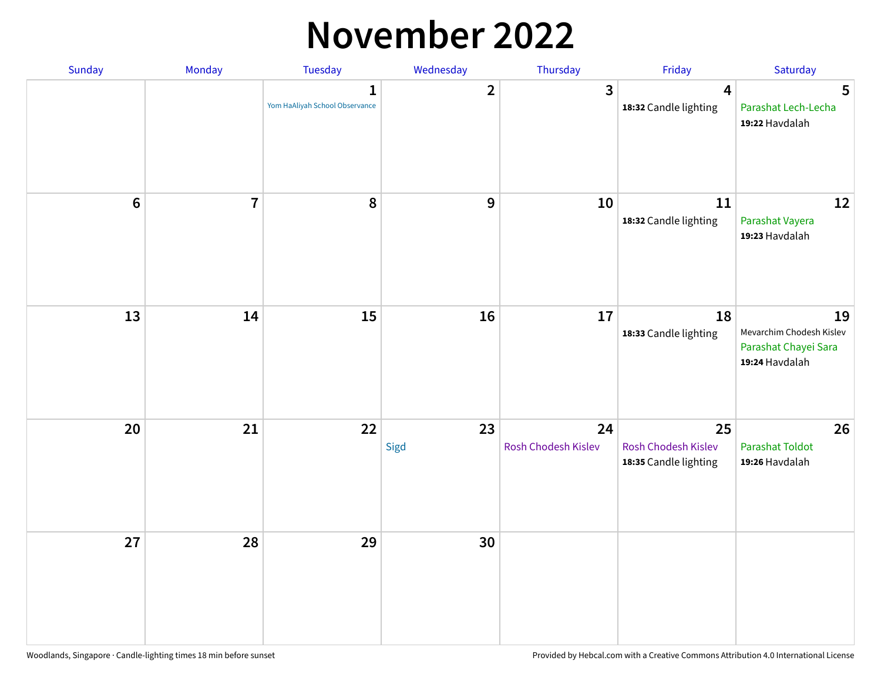# November 2022

| Sunday | Monday | Tuesday | Wednesday | Thursday | Friday | Saturday |
|---|---|---|---|---|---|---|
| | | 1<br>Yom HaAliyah School Observance | 2 | 3 | 4<br>**18:32** Candle lighting | 5<br>Parashat Lech-Lecha<br>**19:22** Havdalah |
| 6 | 7 | 8 | 9 | 10 | 11<br>**18:32** Candle lighting | 12<br>Parashat Vayera<br>**19:23** Havdalah |
| 13 | 14 | 15 | 16 | 17 | 18<br>**18:33** Candle lighting | 19<br>Mevarchim Chodesh Kislev<br>Parashat Chayei Sara<br>**19:24** Havdalah |
| 20 | 21 | 22 | 23<br>Sigd | 24<br>Rosh Chodesh Kislev | 25<br>Rosh Chodesh Kislev<br>**18:35** Candle lighting | 26<br>Parashat Toldot<br>**19:26** Havdalah |
| 27 | 28 | 29 | 30 | | | |

Woodlands, Singapore · Candle-lighting times 18 min before sunset

Provided by Hebcal.com with a Creative Commons Attribution 4.0 International License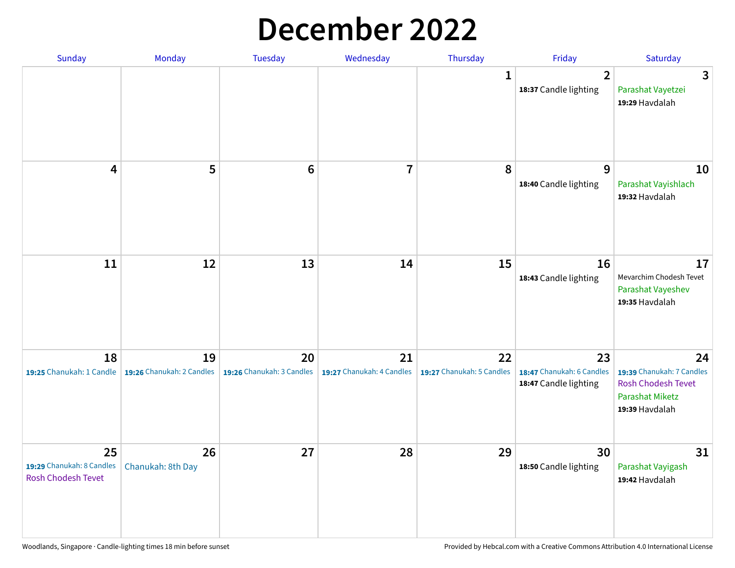# December 2022

| Sunday | Monday | Tuesday | Wednesday | Thursday | Friday | Saturday |
|---|---|---|---|---|---|---|
| | | | | 1 | 2<br>**18:37** Candle lighting | 3<br>Parashat Vayetzei<br>**19:29** Havdalah |
| 4 | 5 | 6 | 7 | 8 | 9<br>**18:40** Candle lighting | 10<br>Parashat Vayishlach<br>**19:32** Havdalah |
| 11 | 12 | 13 | 14 | 15 | 16<br>**18:43** Candle lighting | 17<br>Mevarchim Chodesh Tevet<br>Parashat Vayeshev<br>**19:35** Havdalah |
| 18<br>**19:25** Chanukah: 1 Candle | 19<br>**19:26** Chanukah: 2 Candles | 20<br>**19:26** Chanukah: 3 Candles | 21<br>**19:27** Chanukah: 4 Candles | 22<br>**19:27** Chanukah: 5 Candles | 23<br>**18:47** Chanukah: 6 Candles<br>**18:47** Candle lighting | 24<br>**19:39** Chanukah: 7 Candles<br>Rosh Chodesh Tevet<br>Parashat Miketz<br>**19:39** Havdalah |
| 25<br>**19:29** Chanukah: 8 Candles<br>Rosh Chodesh Tevet | 26<br>Chanukah: 8th Day | 27 | 28 | 29 | 30<br>**18:50** Candle lighting | 31<br>Parashat Vayigash<br>**19:42** Havdalah |

Woodlands, Singapore · Candle-lighting times 18 min before sunset

Provided by Hebcal.com with a Creative Commons Attribution 4.0 International License